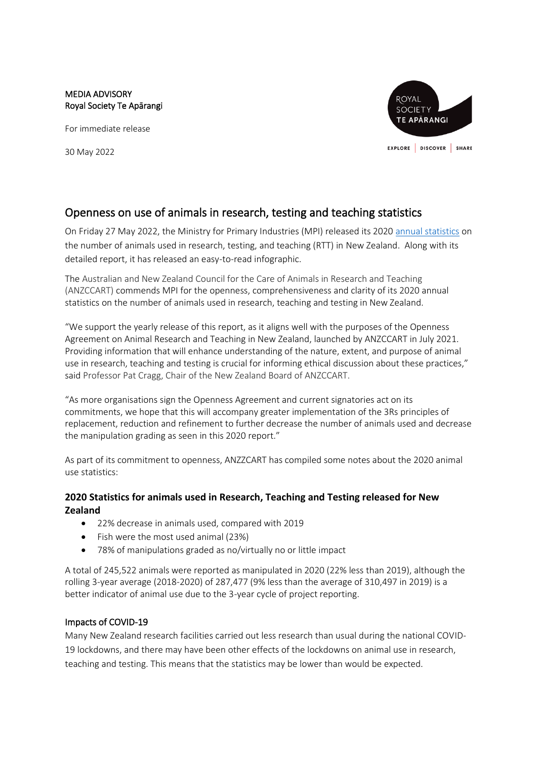MEDIA ADVISORY
Royal Society Te Apārangi

For immediate release

30 May 2022

ROYAL SOCIETY TE APĀRANGI

EXPLORE | DISCOVER | SHARE

# Openness on use of animals in research, testing and teaching statistics

On Friday 27 May 2022, the Ministry for Primary Industries (MPI) released its 2020 annual statistics on the number of animals used in research, testing, and teaching (RTT) in New Zealand. Along with its detailed report, it has released an easy-to-read infographic.

The Australian and New Zealand Council for the Care of Animals in Research and Teaching (ANZCCART) commends MPI for the openness, comprehensiveness and clarity of its 2020 annual statistics on the number of animals used in research, teaching and testing in New Zealand.

"We support the yearly release of this report, as it aligns well with the purposes of the Openness Agreement on Animal Research and Teaching in New Zealand, launched by ANZCCART in July 2021. Providing information that will enhance understanding of the nature, extent, and purpose of animal use in research, teaching and testing is crucial for informing ethical discussion about these practices," said Professor Pat Cragg, Chair of the New Zealand Board of ANZCCART.

"As more organisations sign the Openness Agreement and current signatories act on its commitments, we hope that this will accompany greater implementation of the 3Rs principles of replacement, reduction and refinement to further decrease the number of animals used and decrease the manipulation grading as seen in this 2020 report."

As part of its commitment to openness, ANZZCART has compiled some notes about the 2020 animal use statistics:

### 2020 Statistics for animals used in Research, Teaching and Testing released for New Zealand

- 22% decrease in animals used, compared with 2019
- Fish were the most used animal (23%)
- 78% of manipulations graded as no/virtually no or little impact

A total of 245,522 animals were reported as manipulated in 2020 (22% less than 2019), although the rolling 3-year average (2018-2020) of 287,477 (9% less than the average of 310,497 in 2019) is a better indicator of animal use due to the 3-year cycle of project reporting.

#### Impacts of COVID-19

Many New Zealand research facilities carried out less research than usual during the national COVID-19 lockdowns, and there may have been other effects of the lockdowns on animal use in research, teaching and testing. This means that the statistics may be lower than would be expected.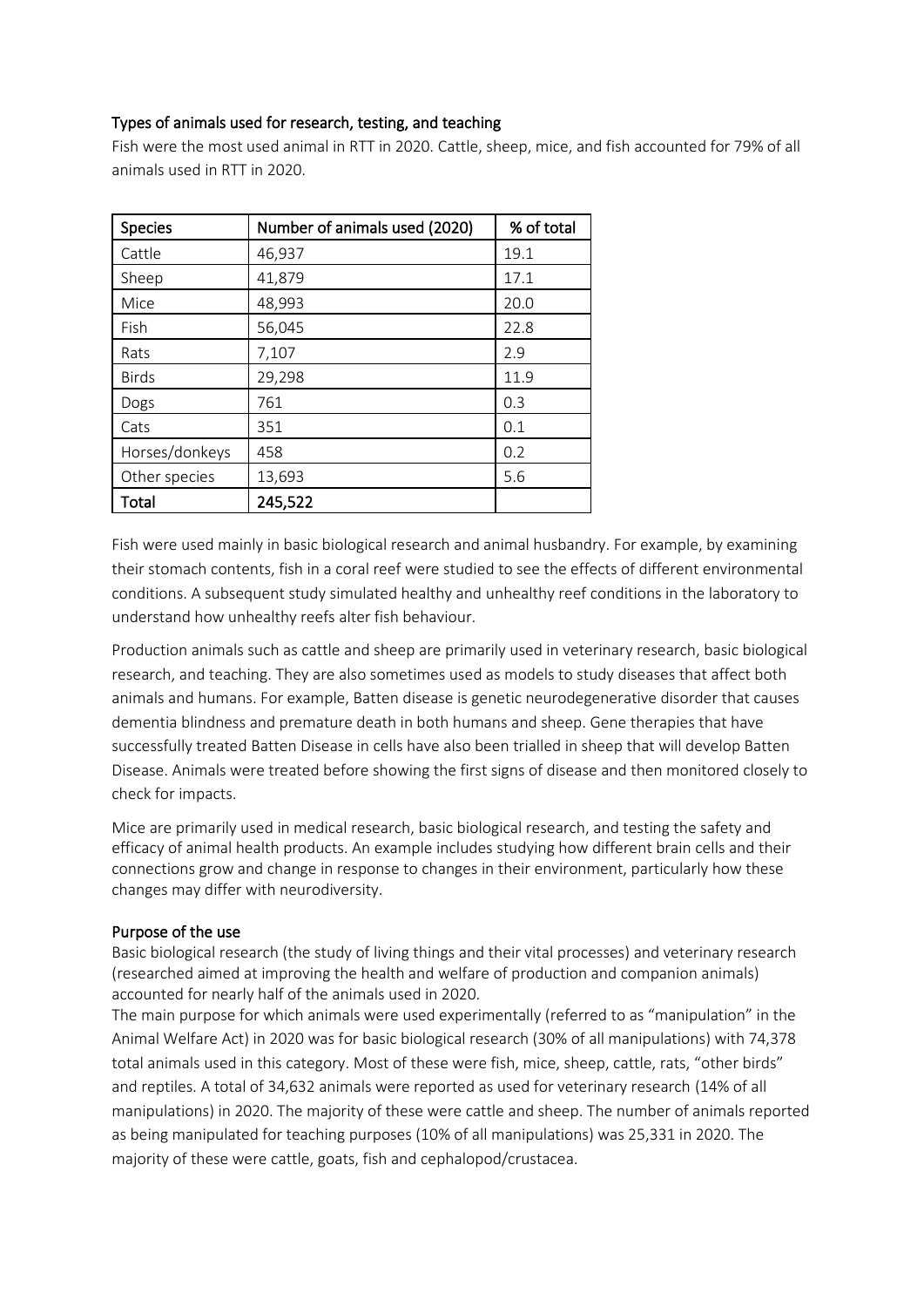### Types of animals used for research, testing, and teaching

Fish were the most used animal in RTT in 2020. Cattle, sheep, mice, and fish accounted for 79% of all animals used in RTT in 2020.

| Species | Number of animals used (2020) | % of total |
| --- | --- | --- |
| Cattle | 46,937 | 19.1 |
| Sheep | 41,879 | 17.1 |
| Mice | 48,993 | 20.0 |
| Fish | 56,045 | 22.8 |
| Rats | 7,107 | 2.9 |
| Birds | 29,298 | 11.9 |
| Dogs | 761 | 0.3 |
| Cats | 351 | 0.1 |
| Horses/donkeys | 458 | 0.2 |
| Other species | 13,693 | 5.6 |
| **Total** | **245,522** | |

Fish were used mainly in basic biological research and animal husbandry. For example, by examining their stomach contents, fish in a coral reef were studied to see the effects of different environmental conditions. A subsequent study simulated healthy and unhealthy reef conditions in the laboratory to understand how unhealthy reefs alter fish behaviour.

Production animals such as cattle and sheep are primarily used in veterinary research, basic biological research, and teaching. They are also sometimes used as models to study diseases that affect both animals and humans. For example, Batten disease is genetic neurodegenerative disorder that causes dementia blindness and premature death in both humans and sheep. Gene therapies that have successfully treated Batten Disease in cells have also been trialled in sheep that will develop Batten Disease. Animals were treated before showing the first signs of disease and then monitored closely to check for impacts.

Mice are primarily used in medical research, basic biological research, and testing the safety and efficacy of animal health products. An example includes studying how different brain cells and their connections grow and change in response to changes in their environment, particularly how these changes may differ with neurodiversity.

### Purpose of the use

Basic biological research (the study of living things and their vital processes) and veterinary research (researched aimed at improving the health and welfare of production and companion animals) accounted for nearly half of the animals used in 2020.

The main purpose for which animals were used experimentally (referred to as "manipulation" in the Animal Welfare Act) in 2020 was for basic biological research (30% of all manipulations) with 74,378 total animals used in this category. Most of these were fish, mice, sheep, cattle, rats, "other birds" and reptiles. A total of 34,632 animals were reported as used for veterinary research (14% of all manipulations) in 2020. The majority of these were cattle and sheep. The number of animals reported as being manipulated for teaching purposes (10% of all manipulations) was 25,331 in 2020. The majority of these were cattle, goats, fish and cephalopod/crustacea.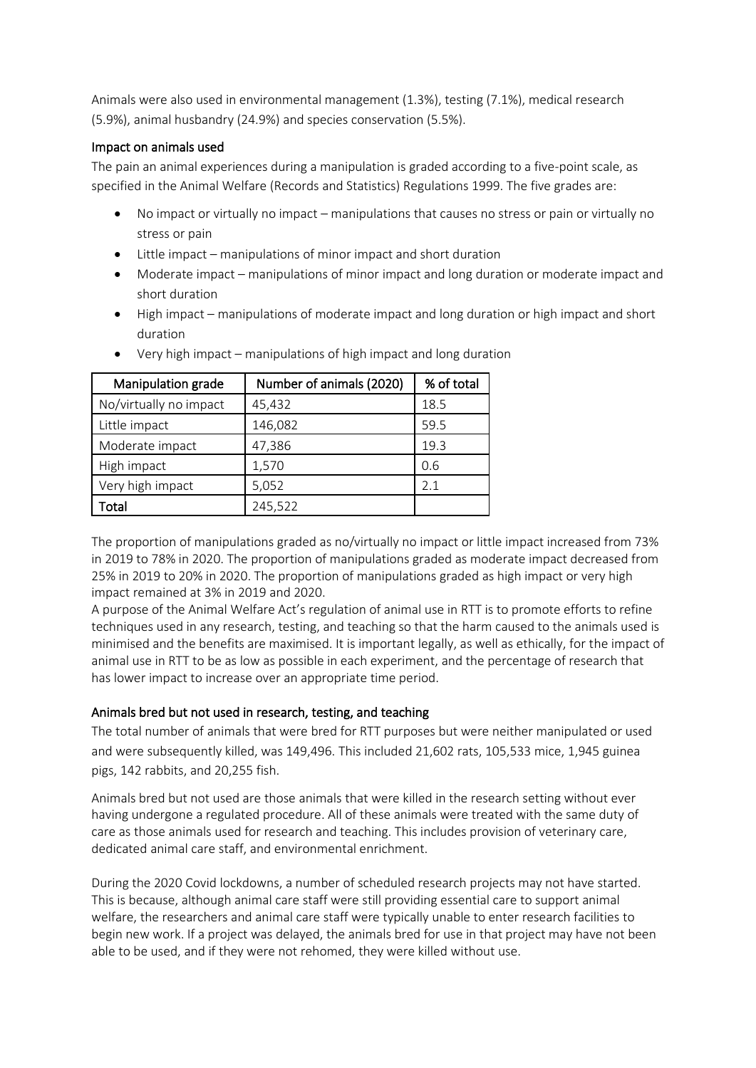Animals were also used in environmental management (1.3%), testing (7.1%), medical research (5.9%), animal husbandry (24.9%) and species conservation (5.5%).

### Impact on animals used

The pain an animal experiences during a manipulation is graded according to a five-point scale, as specified in the Animal Welfare (Records and Statistics) Regulations 1999. The five grades are:

- No impact or virtually no impact – manipulations that causes no stress or pain or virtually no stress or pain
- Little impact – manipulations of minor impact and short duration
- Moderate impact – manipulations of minor impact and long duration or moderate impact and short duration
- High impact – manipulations of moderate impact and long duration or high impact and short duration
- Very high impact – manipulations of high impact and long duration

| Manipulation grade | Number of animals (2020) | % of total |
| --- | --- | --- |
| No/virtually no impact | 45,432 | 18.5 |
| Little impact | 146,082 | 59.5 |
| Moderate impact | 47,386 | 19.3 |
| High impact | 1,570 | 0.6 |
| Very high impact | 5,052 | 2.1 |
| **Total** | 245,522 | |

The proportion of manipulations graded as no/virtually no impact or little impact increased from 73% in 2019 to 78% in 2020. The proportion of manipulations graded as moderate impact decreased from 25% in 2019 to 20% in 2020. The proportion of manipulations graded as high impact or very high impact remained at 3% in 2019 and 2020.

A purpose of the Animal Welfare Act's regulation of animal use in RTT is to promote efforts to refine techniques used in any research, testing, and teaching so that the harm caused to the animals used is minimised and the benefits are maximised. It is important legally, as well as ethically, for the impact of animal use in RTT to be as low as possible in each experiment, and the percentage of research that has lower impact to increase over an appropriate time period.

### Animals bred but not used in research, testing, and teaching

The total number of animals that were bred for RTT purposes but were neither manipulated or used and were subsequently killed, was 149,496. This included 21,602 rats, 105,533 mice, 1,945 guinea pigs, 142 rabbits, and 20,255 fish.

Animals bred but not used are those animals that were killed in the research setting without ever having undergone a regulated procedure. All of these animals were treated with the same duty of care as those animals used for research and teaching. This includes provision of veterinary care, dedicated animal care staff, and environmental enrichment.

During the 2020 Covid lockdowns, a number of scheduled research projects may not have started. This is because, although animal care staff were still providing essential care to support animal welfare, the researchers and animal care staff were typically unable to enter research facilities to begin new work. If a project was delayed, the animals bred for use in that project may have not been able to be used, and if they were not rehomed, they were killed without use.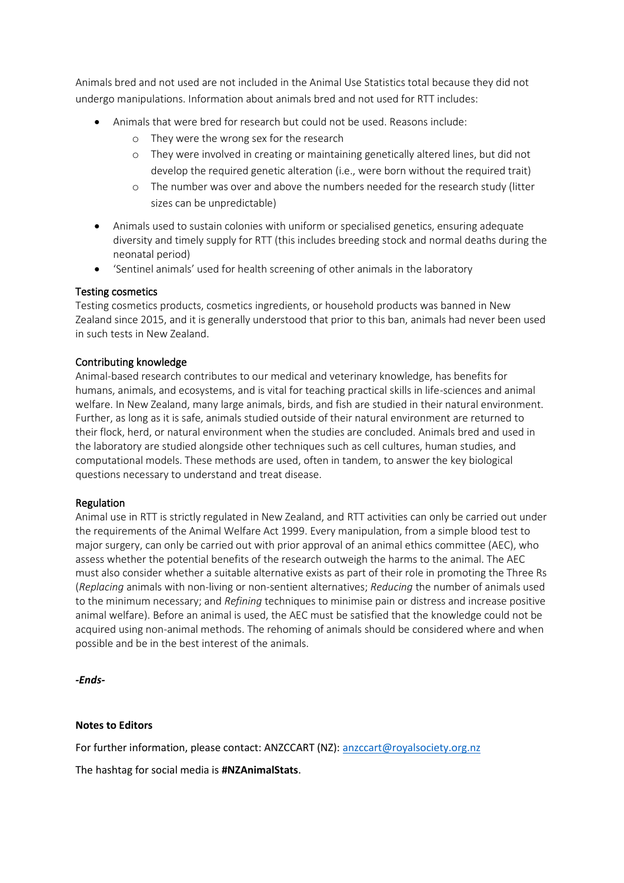Animals bred and not used are not included in the Animal Use Statistics total because they did not undergo manipulations. Information about animals bred and not used for RTT includes:

- Animals that were bred for research but could not be used. Reasons include:
  - They were the wrong sex for the research
  - They were involved in creating or maintaining genetically altered lines, but did not develop the required genetic alteration (i.e., were born without the required trait)
  - The number was over and above the numbers needed for the research study (litter sizes can be unpredictable)
- Animals used to sustain colonies with uniform or specialised genetics, ensuring adequate diversity and timely supply for RTT (this includes breeding stock and normal deaths during the neonatal period)
- 'Sentinel animals' used for health screening of other animals in the laboratory

## Testing cosmetics

Testing cosmetics products, cosmetics ingredients, or household products was banned in New Zealand since 2015, and it is generally understood that prior to this ban, animals had never been used in such tests in New Zealand.

## Contributing knowledge

Animal-based research contributes to our medical and veterinary knowledge, has benefits for humans, animals, and ecosystems, and is vital for teaching practical skills in life-sciences and animal welfare. In New Zealand, many large animals, birds, and fish are studied in their natural environment. Further, as long as it is safe, animals studied outside of their natural environment are returned to their flock, herd, or natural environment when the studies are concluded. Animals bred and used in the laboratory are studied alongside other techniques such as cell cultures, human studies, and computational models. These methods are used, often in tandem, to answer the key biological questions necessary to understand and treat disease.

## Regulation

Animal use in RTT is strictly regulated in New Zealand, and RTT activities can only be carried out under the requirements of the Animal Welfare Act 1999. Every manipulation, from a simple blood test to major surgery, can only be carried out with prior approval of an animal ethics committee (AEC), who assess whether the potential benefits of the research outweigh the harms to the animal. The AEC must also consider whether a suitable alternative exists as part of their role in promoting the Three Rs (*Replacing* animals with non-living or non-sentient alternatives; *Reducing* the number of animals used to the minimum necessary; and *Refining* techniques to minimise pain or distress and increase positive animal welfare). Before an animal is used, the AEC must be satisfied that the knowledge could not be acquired using non-animal methods. The rehoming of animals should be considered where and when possible and be in the best interest of the animals.

***-Ends-***

**Notes to Editors**

For further information, please contact: ANZCCART (NZ): anzccart@royalsociety.org.nz

The hashtag for social media is **#NZAnimalStats**.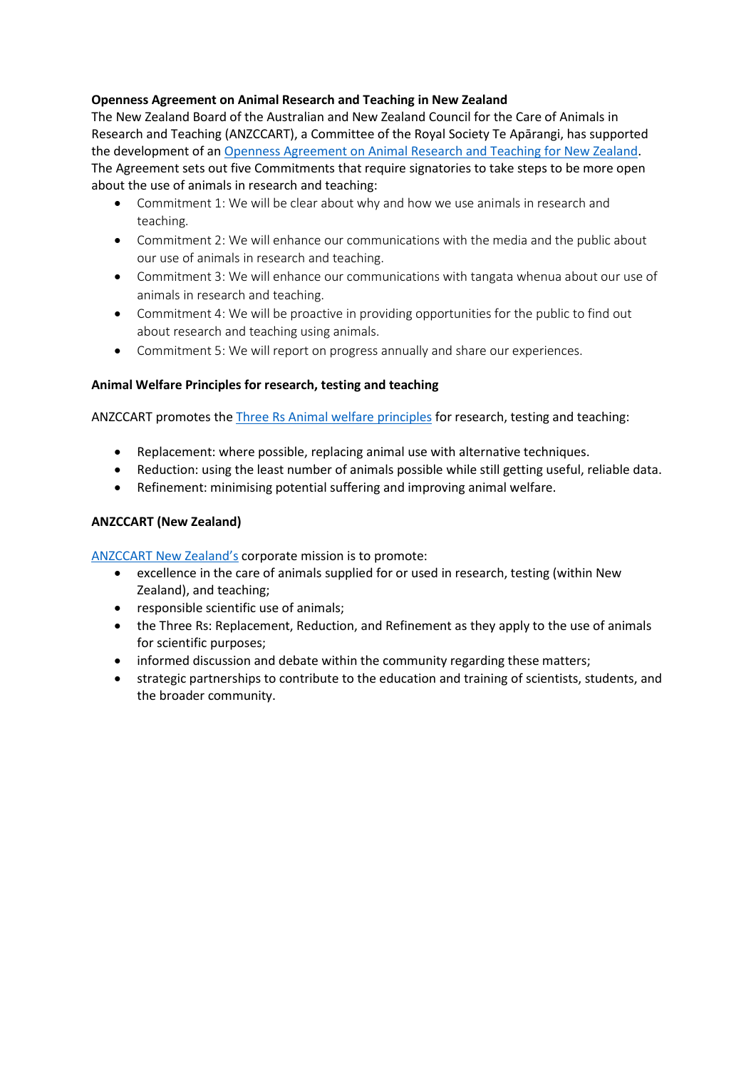**Openness Agreement on Animal Research and Teaching in New Zealand**

The New Zealand Board of the Australian and New Zealand Council for the Care of Animals in Research and Teaching (ANZCCART), a Committee of the Royal Society Te Apārangi, has supported the development of an Openness Agreement on Animal Research and Teaching for New Zealand. The Agreement sets out five Commitments that require signatories to take steps to be more open about the use of animals in research and teaching:

- Commitment 1: We will be clear about why and how we use animals in research and teaching.
- Commitment 2: We will enhance our communications with the media and the public about our use of animals in research and teaching.
- Commitment 3: We will enhance our communications with tangata whenua about our use of animals in research and teaching.
- Commitment 4: We will be proactive in providing opportunities for the public to find out about research and teaching using animals.
- Commitment 5: We will report on progress annually and share our experiences.

**Animal Welfare Principles for research, testing and teaching**

ANZCCART promotes the Three Rs Animal welfare principles for research, testing and teaching:

- Replacement: where possible, replacing animal use with alternative techniques.
- Reduction: using the least number of animals possible while still getting useful, reliable data.
- Refinement: minimising potential suffering and improving animal welfare.

**ANZCCART (New Zealand)**

ANZCCART New Zealand's corporate mission is to promote:

- excellence in the care of animals supplied for or used in research, testing (within New Zealand), and teaching;
- responsible scientific use of animals;
- the Three Rs: Replacement, Reduction, and Refinement as they apply to the use of animals for scientific purposes;
- informed discussion and debate within the community regarding these matters;
- strategic partnerships to contribute to the education and training of scientists, students, and the broader community.